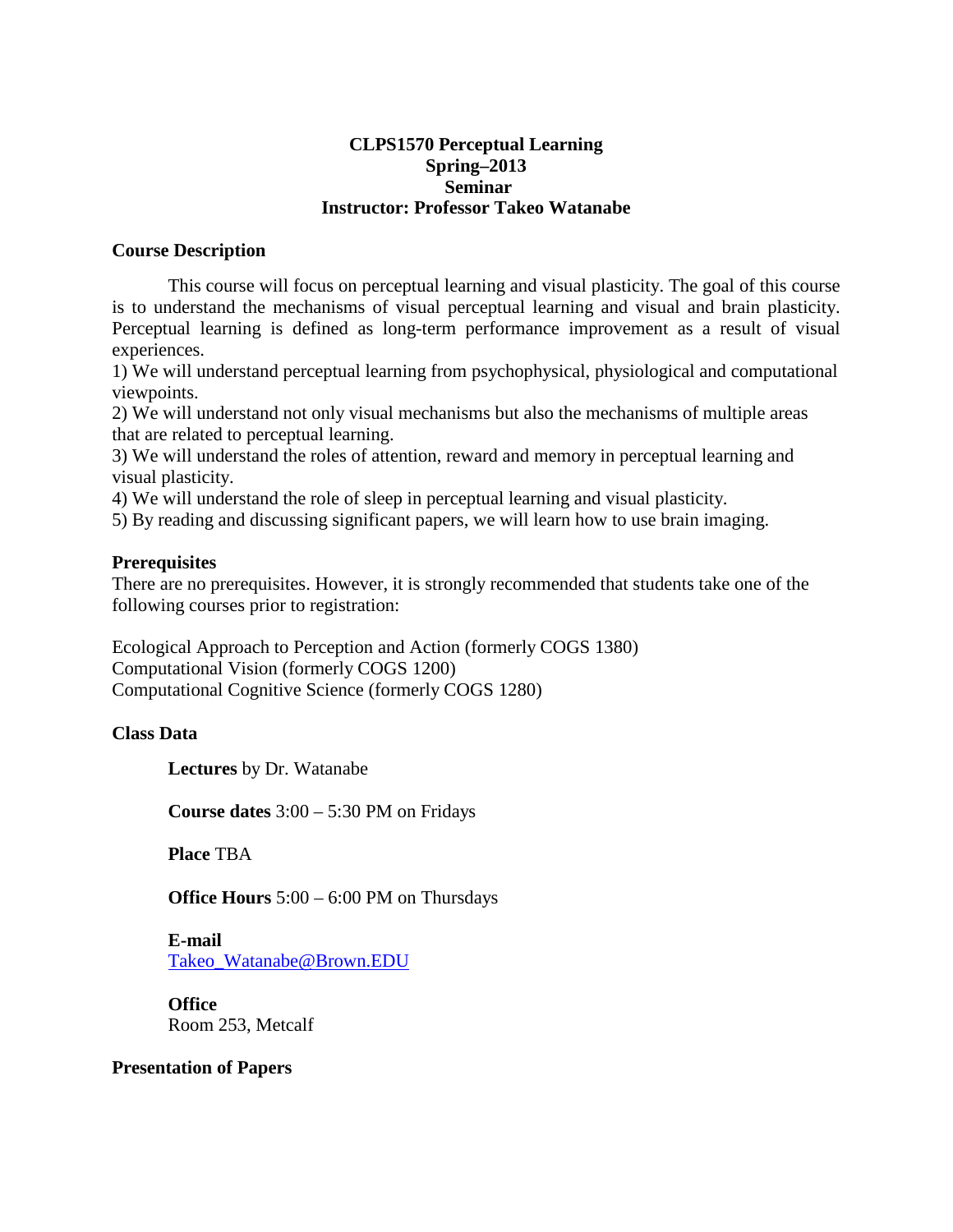# CLPS1570 Perceptual Learning
## Spring–2013
## Seminar
## Instructor: Professor Takeo Watanabe

### Course Description

This course will focus on perceptual learning and visual plasticity. The goal of this course is to understand the mechanisms of visual perceptual learning and visual and brain plasticity. Perceptual learning is defined as long-term performance improvement as a result of visual experiences.

1) We will understand perceptual learning from psychophysical, physiological and computational viewpoints.
2) We will understand not only visual mechanisms but also the mechanisms of multiple areas that are related to perceptual learning.
3) We will understand the roles of attention, reward and memory in perceptual learning and visual plasticity.
4) We will understand the role of sleep in perceptual learning and visual plasticity.
5) By reading and discussing significant papers, we will learn how to use brain imaging.

### Prerequisites

There are no prerequisites. However, it is strongly recommended that students take one of the following courses prior to registration:

Ecological Approach to Perception and Action (formerly COGS 1380)
Computational Vision (formerly COGS 1200)
Computational Cognitive Science (formerly COGS 1280)

### Class Data

**Lectures** by Dr. Watanabe

**Course dates** 3:00 – 5:30 PM on Fridays

**Place** TBA

**Office Hours** 5:00 – 6:00 PM on Thursdays

**E-mail**
Takeo_Watanabe@Brown.EDU

**Office**
Room 253, Metcalf

### Presentation of Papers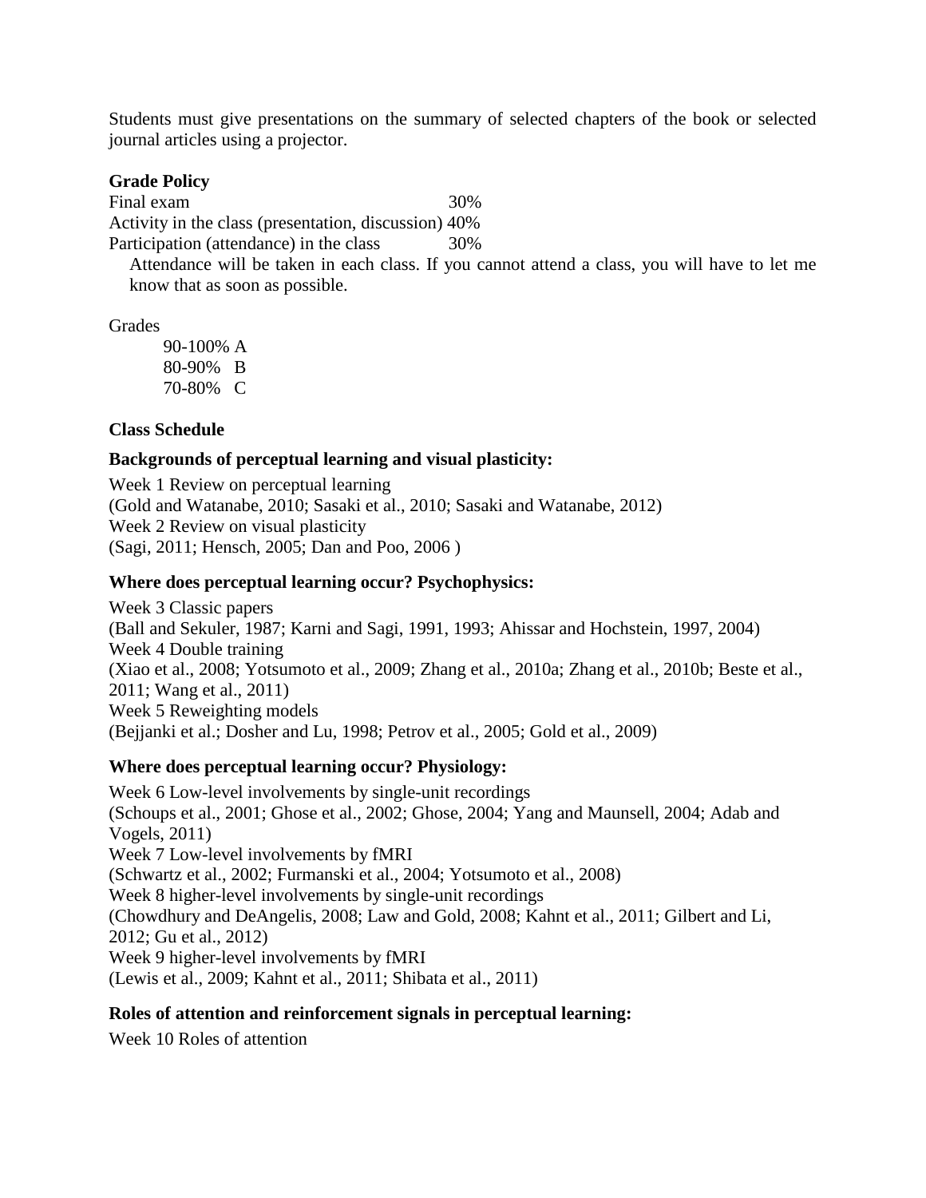Students must give presentations on the summary of selected chapters of the book or selected journal articles using a projector.

**Grade Policy**

Final exam 30%
Activity in the class (presentation, discussion) 40%
Participation (attendance) in the class 30%

Attendance will be taken in each class. If you cannot attend a class, you will have to let me know that as soon as possible.

Grades

90-100% A
80-90% B
70-80% C

**Class Schedule**

**Backgrounds of perceptual learning and visual plasticity:**

Week 1 Review on perceptual learning
(Gold and Watanabe, 2010; Sasaki et al., 2010; Sasaki and Watanabe, 2012)
Week 2 Review on visual plasticity
(Sagi, 2011; Hensch, 2005; Dan and Poo, 2006 )

**Where does perceptual learning occur? Psychophysics:**

Week 3 Classic papers
(Ball and Sekuler, 1987; Karni and Sagi, 1991, 1993; Ahissar and Hochstein, 1997, 2004)
Week 4 Double training
(Xiao et al., 2008; Yotsumoto et al., 2009; Zhang et al., 2010a; Zhang et al., 2010b; Beste et al., 2011; Wang et al., 2011)
Week 5 Reweighting models
(Bejjanki et al.; Dosher and Lu, 1998; Petrov et al., 2005; Gold et al., 2009)

**Where does perceptual learning occur? Physiology:**

Week 6 Low-level involvements by single-unit recordings
(Schoups et al., 2001; Ghose et al., 2002; Ghose, 2004; Yang and Maunsell, 2004; Adab and Vogels, 2011)
Week 7 Low-level involvements by fMRI
(Schwartz et al., 2002; Furmanski et al., 2004; Yotsumoto et al., 2008)
Week 8 higher-level involvements by single-unit recordings
(Chowdhury and DeAngelis, 2008; Law and Gold, 2008; Kahnt et al., 2011; Gilbert and Li, 2012; Gu et al., 2012)
Week 9 higher-level involvements by fMRI
(Lewis et al., 2009; Kahnt et al., 2011; Shibata et al., 2011)

**Roles of attention and reinforcement signals in perceptual learning:**

Week 10 Roles of attention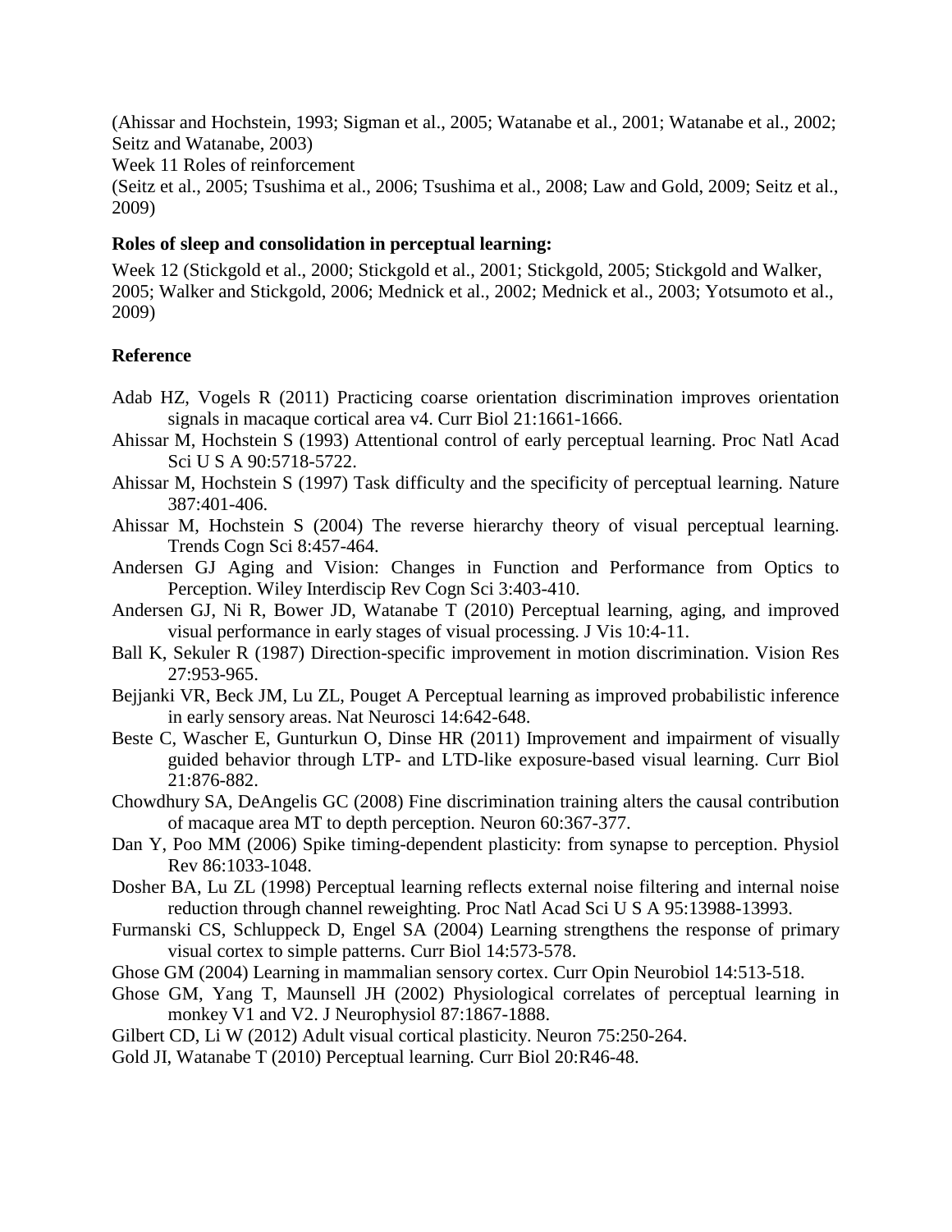(Ahissar and Hochstein, 1993; Sigman et al., 2005; Watanabe et al., 2001; Watanabe et al., 2002; Seitz and Watanabe, 2003)

Week 11 Roles of reinforcement

(Seitz et al., 2005; Tsushima et al., 2006; Tsushima et al., 2008; Law and Gold, 2009; Seitz et al., 2009)

**Roles of sleep and consolidation in perceptual learning:**

Week 12 (Stickgold et al., 2000; Stickgold et al., 2001; Stickgold, 2005; Stickgold and Walker, 2005; Walker and Stickgold, 2006; Mednick et al., 2002; Mednick et al., 2003; Yotsumoto et al., 2009)

**Reference**

Adab HZ, Vogels R (2011) Practicing coarse orientation discrimination improves orientation signals in macaque cortical area v4. Curr Biol 21:1661-1666.

Ahissar M, Hochstein S (1993) Attentional control of early perceptual learning. Proc Natl Acad Sci U S A 90:5718-5722.

Ahissar M, Hochstein S (1997) Task difficulty and the specificity of perceptual learning. Nature 387:401-406.

Ahissar M, Hochstein S (2004) The reverse hierarchy theory of visual perceptual learning. Trends Cogn Sci 8:457-464.

Andersen GJ Aging and Vision: Changes in Function and Performance from Optics to Perception. Wiley Interdiscip Rev Cogn Sci 3:403-410.

Andersen GJ, Ni R, Bower JD, Watanabe T (2010) Perceptual learning, aging, and improved visual performance in early stages of visual processing. J Vis 10:4-11.

Ball K, Sekuler R (1987) Direction-specific improvement in motion discrimination. Vision Res 27:953-965.

Bejjanki VR, Beck JM, Lu ZL, Pouget A Perceptual learning as improved probabilistic inference in early sensory areas. Nat Neurosci 14:642-648.

Beste C, Wascher E, Gunturkun O, Dinse HR (2011) Improvement and impairment of visually guided behavior through LTP- and LTD-like exposure-based visual learning. Curr Biol 21:876-882.

Chowdhury SA, DeAngelis GC (2008) Fine discrimination training alters the causal contribution of macaque area MT to depth perception. Neuron 60:367-377.

Dan Y, Poo MM (2006) Spike timing-dependent plasticity: from synapse to perception. Physiol Rev 86:1033-1048.

Dosher BA, Lu ZL (1998) Perceptual learning reflects external noise filtering and internal noise reduction through channel reweighting. Proc Natl Acad Sci U S A 95:13988-13993.

Furmanski CS, Schluppeck D, Engel SA (2004) Learning strengthens the response of primary visual cortex to simple patterns. Curr Biol 14:573-578.

Ghose GM (2004) Learning in mammalian sensory cortex. Curr Opin Neurobiol 14:513-518.

Ghose GM, Yang T, Maunsell JH (2002) Physiological correlates of perceptual learning in monkey V1 and V2. J Neurophysiol 87:1867-1888.

Gilbert CD, Li W (2012) Adult visual cortical plasticity. Neuron 75:250-264.

Gold JI, Watanabe T (2010) Perceptual learning. Curr Biol 20:R46-48.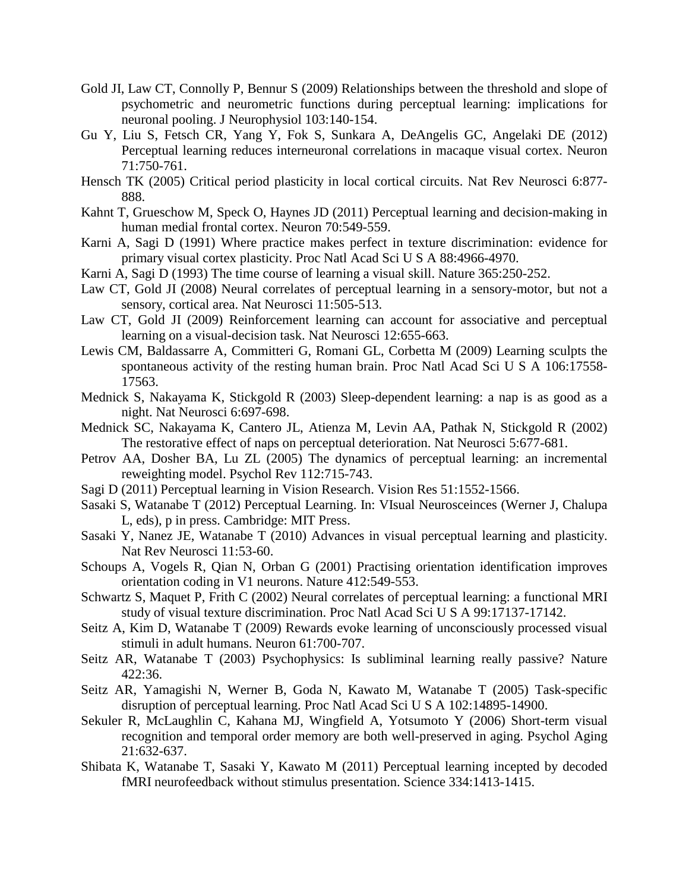Gold JI, Law CT, Connolly P, Bennur S (2009) Relationships between the threshold and slope of psychometric and neurometric functions during perceptual learning: implications for neuronal pooling. J Neurophysiol 103:140-154.

Gu Y, Liu S, Fetsch CR, Yang Y, Fok S, Sunkara A, DeAngelis GC, Angelaki DE (2012) Perceptual learning reduces interneuronal correlations in macaque visual cortex. Neuron 71:750-761.

Hensch TK (2005) Critical period plasticity in local cortical circuits. Nat Rev Neurosci 6:877-888.

Kahnt T, Grueschow M, Speck O, Haynes JD (2011) Perceptual learning and decision-making in human medial frontal cortex. Neuron 70:549-559.

Karni A, Sagi D (1991) Where practice makes perfect in texture discrimination: evidence for primary visual cortex plasticity. Proc Natl Acad Sci U S A 88:4966-4970.

Karni A, Sagi D (1993) The time course of learning a visual skill. Nature 365:250-252.

Law CT, Gold JI (2008) Neural correlates of perceptual learning in a sensory-motor, but not a sensory, cortical area. Nat Neurosci 11:505-513.

Law CT, Gold JI (2009) Reinforcement learning can account for associative and perceptual learning on a visual-decision task. Nat Neurosci 12:655-663.

Lewis CM, Baldassarre A, Committeri G, Romani GL, Corbetta M (2009) Learning sculpts the spontaneous activity of the resting human brain. Proc Natl Acad Sci U S A 106:17558-17563.

Mednick S, Nakayama K, Stickgold R (2003) Sleep-dependent learning: a nap is as good as a night. Nat Neurosci 6:697-698.

Mednick SC, Nakayama K, Cantero JL, Atienza M, Levin AA, Pathak N, Stickgold R (2002) The restorative effect of naps on perceptual deterioration. Nat Neurosci 5:677-681.

Petrov AA, Dosher BA, Lu ZL (2005) The dynamics of perceptual learning: an incremental reweighting model. Psychol Rev 112:715-743.

Sagi D (2011) Perceptual learning in Vision Research. Vision Res 51:1552-1566.

Sasaki S, Watanabe T (2012) Perceptual Learning. In: VIsual Neurosceinces (Werner J, Chalupa L, eds), p in press. Cambridge: MIT Press.

Sasaki Y, Nanez JE, Watanabe T (2010) Advances in visual perceptual learning and plasticity. Nat Rev Neurosci 11:53-60.

Schoups A, Vogels R, Qian N, Orban G (2001) Practising orientation identification improves orientation coding in V1 neurons. Nature 412:549-553.

Schwartz S, Maquet P, Frith C (2002) Neural correlates of perceptual learning: a functional MRI study of visual texture discrimination. Proc Natl Acad Sci U S A 99:17137-17142.

Seitz A, Kim D, Watanabe T (2009) Rewards evoke learning of unconsciously processed visual stimuli in adult humans. Neuron 61:700-707.

Seitz AR, Watanabe T (2003) Psychophysics: Is subliminal learning really passive? Nature 422:36.

Seitz AR, Yamagishi N, Werner B, Goda N, Kawato M, Watanabe T (2005) Task-specific disruption of perceptual learning. Proc Natl Acad Sci U S A 102:14895-14900.

Sekuler R, McLaughlin C, Kahana MJ, Wingfield A, Yotsumoto Y (2006) Short-term visual recognition and temporal order memory are both well-preserved in aging. Psychol Aging 21:632-637.

Shibata K, Watanabe T, Sasaki Y, Kawato M (2011) Perceptual learning incepted by decoded fMRI neurofeedback without stimulus presentation. Science 334:1413-1415.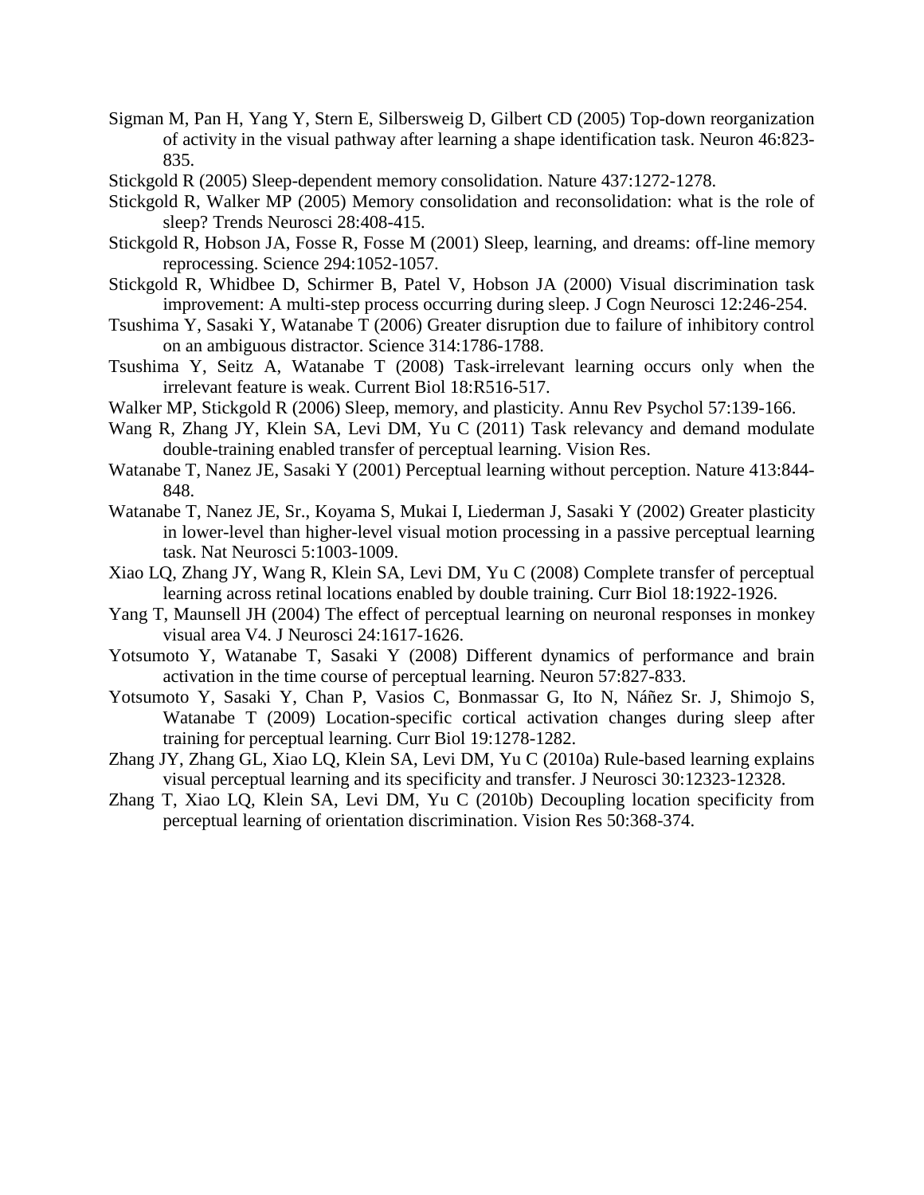Sigman M, Pan H, Yang Y, Stern E, Silbersweig D, Gilbert CD (2005) Top-down reorganization of activity in the visual pathway after learning a shape identification task. Neuron 46:823-835.

Stickgold R (2005) Sleep-dependent memory consolidation. Nature 437:1272-1278.

Stickgold R, Walker MP (2005) Memory consolidation and reconsolidation: what is the role of sleep? Trends Neurosci 28:408-415.

Stickgold R, Hobson JA, Fosse R, Fosse M (2001) Sleep, learning, and dreams: off-line memory reprocessing. Science 294:1052-1057.

Stickgold R, Whidbee D, Schirmer B, Patel V, Hobson JA (2000) Visual discrimination task improvement: A multi-step process occurring during sleep. J Cogn Neurosci 12:246-254.

Tsushima Y, Sasaki Y, Watanabe T (2006) Greater disruption due to failure of inhibitory control on an ambiguous distractor. Science 314:1786-1788.

Tsushima Y, Seitz A, Watanabe T (2008) Task-irrelevant learning occurs only when the irrelevant feature is weak. Current Biol 18:R516-517.

Walker MP, Stickgold R (2006) Sleep, memory, and plasticity. Annu Rev Psychol 57:139-166.

Wang R, Zhang JY, Klein SA, Levi DM, Yu C (2011) Task relevancy and demand modulate double-training enabled transfer of perceptual learning. Vision Res.

Watanabe T, Nanez JE, Sasaki Y (2001) Perceptual learning without perception. Nature 413:844-848.

Watanabe T, Nanez JE, Sr., Koyama S, Mukai I, Liederman J, Sasaki Y (2002) Greater plasticity in lower-level than higher-level visual motion processing in a passive perceptual learning task. Nat Neurosci 5:1003-1009.

Xiao LQ, Zhang JY, Wang R, Klein SA, Levi DM, Yu C (2008) Complete transfer of perceptual learning across retinal locations enabled by double training. Curr Biol 18:1922-1926.

Yang T, Maunsell JH (2004) The effect of perceptual learning on neuronal responses in monkey visual area V4. J Neurosci 24:1617-1626.

Yotsumoto Y, Watanabe T, Sasaki Y (2008) Different dynamics of performance and brain activation in the time course of perceptual learning. Neuron 57:827-833.

Yotsumoto Y, Sasaki Y, Chan P, Vasios C, Bonmassar G, Ito N, Náñez Sr. J, Shimojo S, Watanabe T (2009) Location-specific cortical activation changes during sleep after training for perceptual learning. Curr Biol 19:1278-1282.

Zhang JY, Zhang GL, Xiao LQ, Klein SA, Levi DM, Yu C (2010a) Rule-based learning explains visual perceptual learning and its specificity and transfer. J Neurosci 30:12323-12328.

Zhang T, Xiao LQ, Klein SA, Levi DM, Yu C (2010b) Decoupling location specificity from perceptual learning of orientation discrimination. Vision Res 50:368-374.